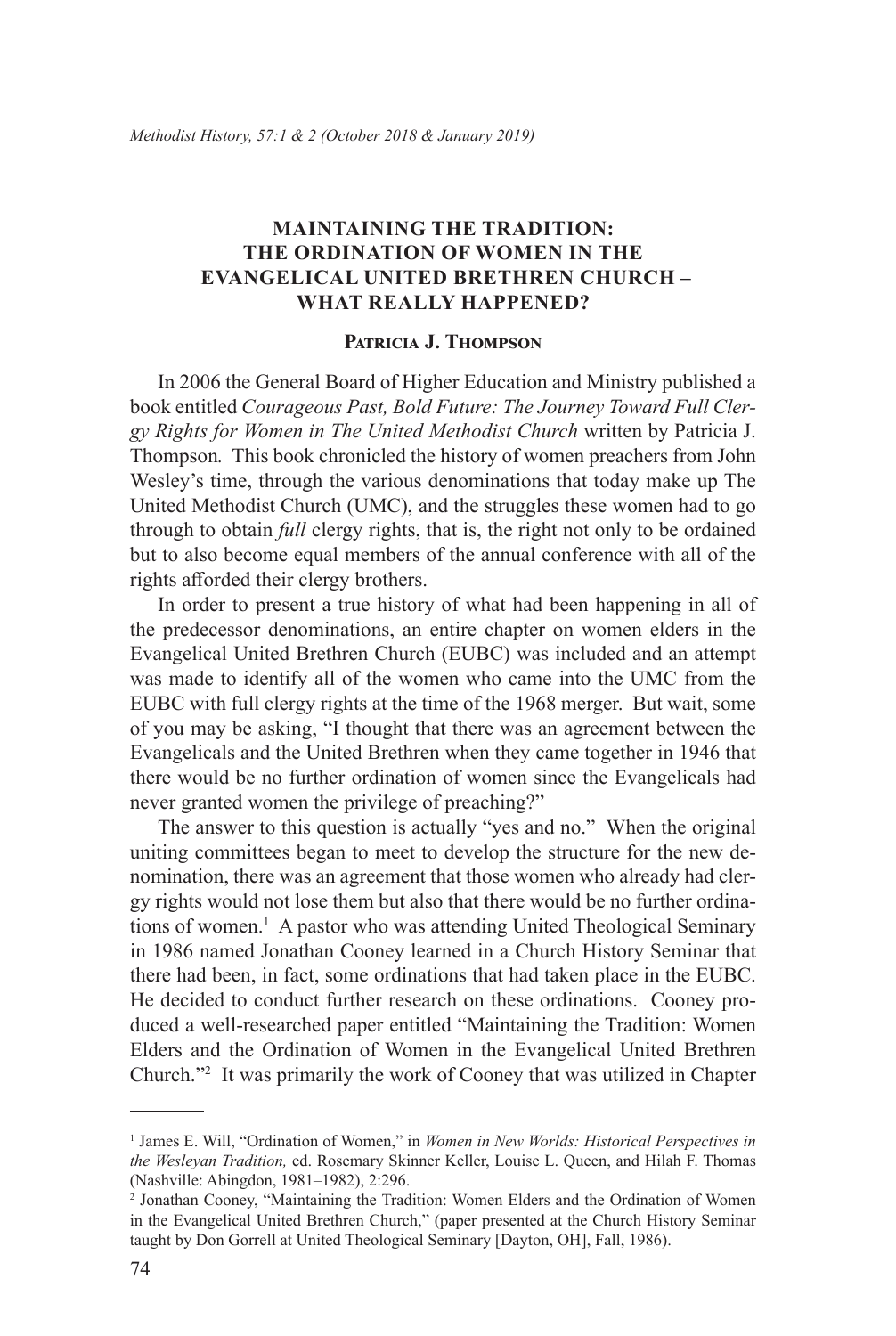# MAINTAINING THE TRADITION: THE ORDINATION OF WOMEN IN THE EVANGELICAL UNITED BRETHREN CHURCH – WHAT REALLY HAPPENED?

**Patricia J. Thompson**

In 2006 the General Board of Higher Education and Ministry published a book entitled *Courageous Past, Bold Future: The Journey Toward Full Clergy Rights for Women in The United Methodist Church* written by Patricia J. Thompson. This book chronicled the history of women preachers from John Wesley's time, through the various denominations that today make up The United Methodist Church (UMC), and the struggles these women had to go through to obtain *full* clergy rights, that is, the right not only to be ordained but to also become equal members of the annual conference with all of the rights afforded their clergy brothers.

In order to present a true history of what had been happening in all of the predecessor denominations, an entire chapter on women elders in the Evangelical United Brethren Church (EUBC) was included and an attempt was made to identify all of the women who came into the UMC from the EUBC with full clergy rights at the time of the 1968 merger. But wait, some of you may be asking, "I thought that there was an agreement between the Evangelicals and the United Brethren when they came together in 1946 that there would be no further ordination of women since the Evangelicals had never granted women the privilege of preaching?"

The answer to this question is actually "yes and no." When the original uniting committees began to meet to develop the structure for the new denomination, there was an agreement that those women who already had clergy rights would not lose them but also that there would be no further ordinations of women.[1] A pastor who was attending United Theological Seminary in 1986 named Jonathan Cooney learned in a Church History Seminar that there had been, in fact, some ordinations that had taken place in the EUBC. He decided to conduct further research on these ordinations. Cooney produced a well-researched paper entitled "Maintaining the Tradition: Women Elders and the Ordination of Women in the Evangelical United Brethren Church."[2] It was primarily the work of Cooney that was utilized in Chapter

---

[1] James E. Will, "Ordination of Women," in *Women in New Worlds: Historical Perspectives in the Wesleyan Tradition,* ed. Rosemary Skinner Keller, Louise L. Queen, and Hilah F. Thomas (Nashville: Abingdon, 1981–1982), 2:296.

[2] Jonathan Cooney, "Maintaining the Tradition: Women Elders and the Ordination of Women in the Evangelical United Brethren Church," (paper presented at the Church History Seminar taught by Don Gorrell at United Theological Seminary [Dayton, OH], Fall, 1986).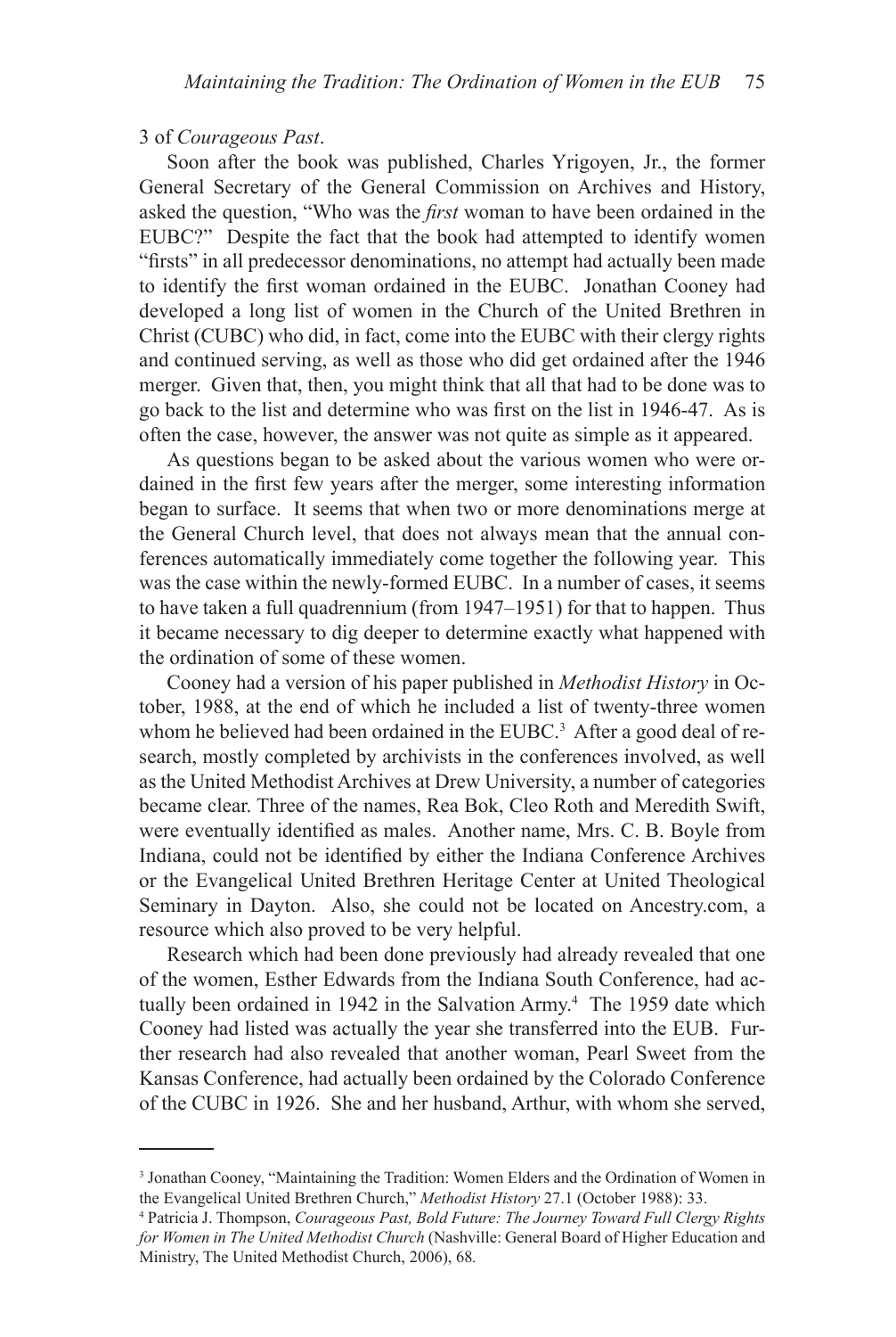3 of *Courageous Past*.

Soon after the book was published, Charles Yrigoyen, Jr., the former General Secretary of the General Commission on Archives and History, asked the question, "Who was the *first* woman to have been ordained in the EUBC?" Despite the fact that the book had attempted to identify women "firsts" in all predecessor denominations, no attempt had actually been made to identify the first woman ordained in the EUBC. Jonathan Cooney had developed a long list of women in the Church of the United Brethren in Christ (CUBC) who did, in fact, come into the EUBC with their clergy rights and continued serving, as well as those who did get ordained after the 1946 merger. Given that, then, you might think that all that had to be done was to go back to the list and determine who was first on the list in 1946-47. As is often the case, however, the answer was not quite as simple as it appeared.

As questions began to be asked about the various women who were ordained in the first few years after the merger, some interesting information began to surface. It seems that when two or more denominations merge at the General Church level, that does not always mean that the annual conferences automatically immediately come together the following year. This was the case within the newly-formed EUBC. In a number of cases, it seems to have taken a full quadrennium (from 1947–1951) for that to happen. Thus it became necessary to dig deeper to determine exactly what happened with the ordination of some of these women.

Cooney had a version of his paper published in *Methodist History* in October, 1988, at the end of which he included a list of twenty-three women whom he believed had been ordained in the EUBC.[3] After a good deal of research, mostly completed by archivists in the conferences involved, as well as the United Methodist Archives at Drew University, a number of categories became clear. Three of the names, Rea Bok, Cleo Roth and Meredith Swift, were eventually identified as males. Another name, Mrs. C. B. Boyle from Indiana, could not be identified by either the Indiana Conference Archives or the Evangelical United Brethren Heritage Center at United Theological Seminary in Dayton. Also, she could not be located on Ancestry.com, a resource which also proved to be very helpful.

Research which had been done previously had already revealed that one of the women, Esther Edwards from the Indiana South Conference, had actually been ordained in 1942 in the Salvation Army.[4] The 1959 date which Cooney had listed was actually the year she transferred into the EUB. Further research had also revealed that another woman, Pearl Sweet from the Kansas Conference, had actually been ordained by the Colorado Conference of the CUBC in 1926. She and her husband, Arthur, with whom she served,

---

[3] Jonathan Cooney, "Maintaining the Tradition: Women Elders and the Ordination of Women in the Evangelical United Brethren Church," *Methodist History* 27.1 (October 1988): 33.

[4] Patricia J. Thompson, *Courageous Past, Bold Future: The Journey Toward Full Clergy Rights for Women in The United Methodist Church* (Nashville: General Board of Higher Education and Ministry, The United Methodist Church, 2006), 68.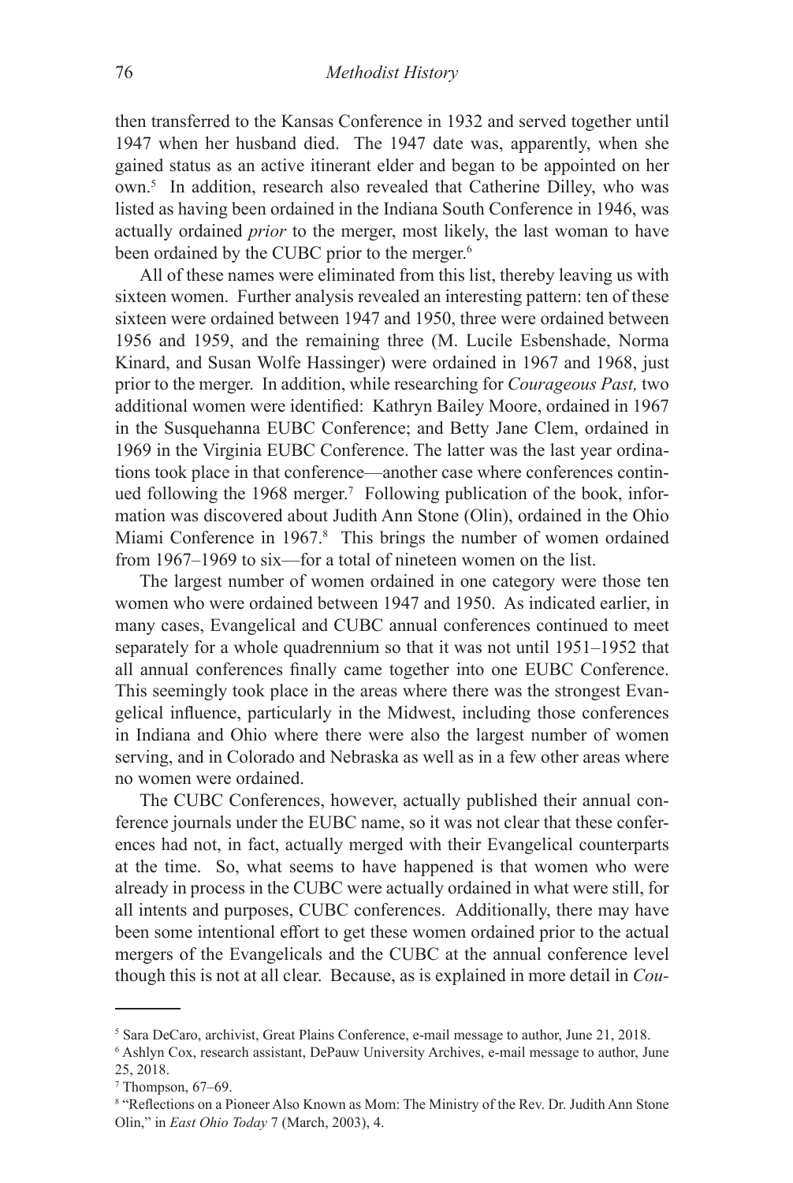then transferred to the Kansas Conference in 1932 and served together until 1947 when her husband died. The 1947 date was, apparently, when she gained status as an active itinerant elder and began to be appointed on her own.[5] In addition, research also revealed that Catherine Dilley, who was listed as having been ordained in the Indiana South Conference in 1946, was actually ordained *prior* to the merger, most likely, the last woman to have been ordained by the CUBC prior to the merger.[6]

All of these names were eliminated from this list, thereby leaving us with sixteen women. Further analysis revealed an interesting pattern: ten of these sixteen were ordained between 1947 and 1950, three were ordained between 1956 and 1959, and the remaining three (M. Lucile Esbenshade, Norma Kinard, and Susan Wolfe Hassinger) were ordained in 1967 and 1968, just prior to the merger. In addition, while researching for *Courageous Past,* two additional women were identified: Kathryn Bailey Moore, ordained in 1967 in the Susquehanna EUBC Conference; and Betty Jane Clem, ordained in 1969 in the Virginia EUBC Conference. The latter was the last year ordinations took place in that conference—another case where conferences continued following the 1968 merger.[7] Following publication of the book, information was discovered about Judith Ann Stone (Olin), ordained in the Ohio Miami Conference in 1967.[8] This brings the number of women ordained from 1967–1969 to six—for a total of nineteen women on the list.

The largest number of women ordained in one category were those ten women who were ordained between 1947 and 1950. As indicated earlier, in many cases, Evangelical and CUBC annual conferences continued to meet separately for a whole quadrennium so that it was not until 1951–1952 that all annual conferences finally came together into one EUBC Conference. This seemingly took place in the areas where there was the strongest Evangelical influence, particularly in the Midwest, including those conferences in Indiana and Ohio where there were also the largest number of women serving, and in Colorado and Nebraska as well as in a few other areas where no women were ordained.

The CUBC Conferences, however, actually published their annual conference journals under the EUBC name, so it was not clear that these conferences had not, in fact, actually merged with their Evangelical counterparts at the time. So, what seems to have happened is that women who were already in process in the CUBC were actually ordained in what were still, for all intents and purposes, CUBC conferences. Additionally, there may have been some intentional effort to get these women ordained prior to the actual mergers of the Evangelicals and the CUBC at the annual conference level though this is not at all clear. Because, as is explained in more detail in *Cou-*

---

[5] Sara DeCaro, archivist, Great Plains Conference, e-mail message to author, June 21, 2018.

[6] Ashlyn Cox, research assistant, DePauw University Archives, e-mail message to author, June 25, 2018.

[7] Thompson, 67–69.

[8] "Reflections on a Pioneer Also Known as Mom: The Ministry of the Rev. Dr. Judith Ann Stone Olin," in *East Ohio Today* 7 (March, 2003), 4.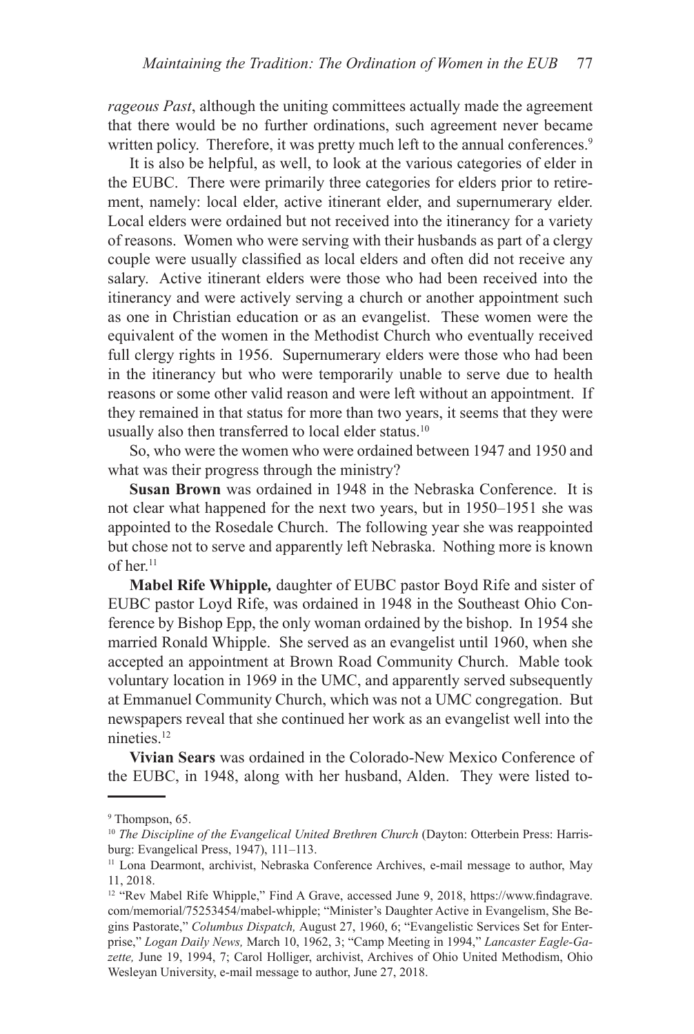*rageous Past*, although the uniting committees actually made the agreement that there would be no further ordinations, such agreement never became written policy. Therefore, it was pretty much left to the annual conferences.[9]

It is also be helpful, as well, to look at the various categories of elder in the EUBC. There were primarily three categories for elders prior to retirement, namely: local elder, active itinerant elder, and supernumerary elder. Local elders were ordained but not received into the itinerancy for a variety of reasons. Women who were serving with their husbands as part of a clergy couple were usually classified as local elders and often did not receive any salary. Active itinerant elders were those who had been received into the itinerancy and were actively serving a church or another appointment such as one in Christian education or as an evangelist. These women were the equivalent of the women in the Methodist Church who eventually received full clergy rights in 1956. Supernumerary elders were those who had been in the itinerancy but who were temporarily unable to serve due to health reasons or some other valid reason and were left without an appointment. If they remained in that status for more than two years, it seems that they were usually also then transferred to local elder status.[10]

So, who were the women who were ordained between 1947 and 1950 and what was their progress through the ministry?

**Susan Brown** was ordained in 1948 in the Nebraska Conference. It is not clear what happened for the next two years, but in 1950–1951 she was appointed to the Rosedale Church. The following year she was reappointed but chose not to serve and apparently left Nebraska. Nothing more is known of her.[11]

**Mabel Rife Whipple,** daughter of EUBC pastor Boyd Rife and sister of EUBC pastor Loyd Rife, was ordained in 1948 in the Southeast Ohio Conference by Bishop Epp, the only woman ordained by the bishop. In 1954 she married Ronald Whipple. She served as an evangelist until 1960, when she accepted an appointment at Brown Road Community Church. Mable took voluntary location in 1969 in the UMC, and apparently served subsequently at Emmanuel Community Church, which was not a UMC congregation. But newspapers reveal that she continued her work as an evangelist well into the nineties.[12]

**Vivian Sears** was ordained in the Colorado-New Mexico Conference of the EUBC, in 1948, along with her husband, Alden. They were listed to-

---

[9] Thompson, 65.

[10] *The Discipline of the Evangelical United Brethren Church* (Dayton: Otterbein Press: Harrisburg: Evangelical Press, 1947), 111–113.

[11] Lona Dearmont, archivist, Nebraska Conference Archives, e-mail message to author, May 11, 2018.

[12] "Rev Mabel Rife Whipple," Find A Grave, accessed June 9, 2018, https://www.findagrave.com/memorial/75253454/mabel-whipple; "Minister's Daughter Active in Evangelism, She Begins Pastorate," *Columbus Dispatch,* August 27, 1960, 6; "Evangelistic Services Set for Enterprise," *Logan Daily News,* March 10, 1962, 3; "Camp Meeting in 1994," *Lancaster Eagle-Gazette,* June 19, 1994, 7; Carol Holliger, archivist, Archives of Ohio United Methodism, Ohio Wesleyan University, e-mail message to author, June 27, 2018.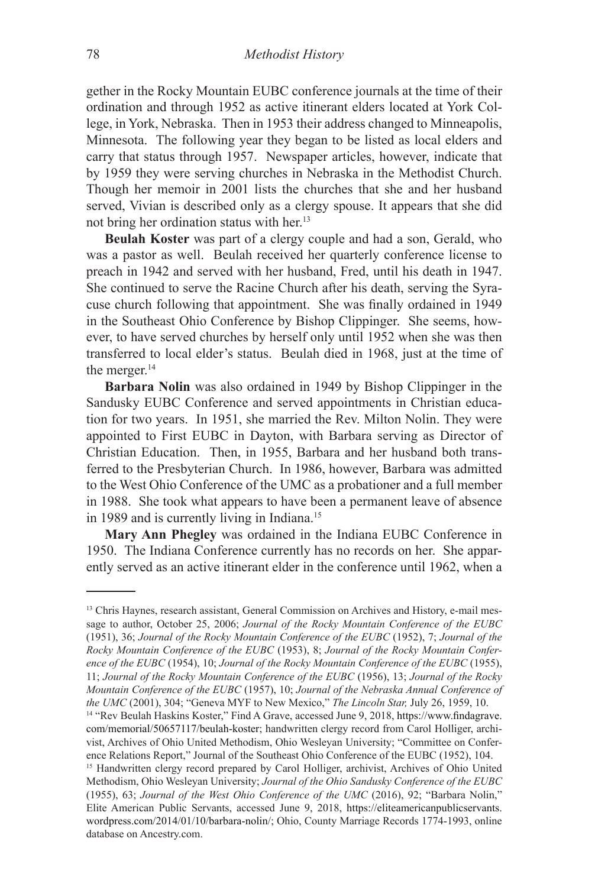gether in the Rocky Mountain EUBC conference journals at the time of their ordination and through 1952 as active itinerant elders located at York College, in York, Nebraska. Then in 1953 their address changed to Minneapolis, Minnesota. The following year they began to be listed as local elders and carry that status through 1957. Newspaper articles, however, indicate that by 1959 they were serving churches in Nebraska in the Methodist Church. Though her memoir in 2001 lists the churches that she and her husband served, Vivian is described only as a clergy spouse. It appears that she did not bring her ordination status with her.[13]

**Beulah Koster** was part of a clergy couple and had a son, Gerald, who was a pastor as well. Beulah received her quarterly conference license to preach in 1942 and served with her husband, Fred, until his death in 1947. She continued to serve the Racine Church after his death, serving the Syracuse church following that appointment. She was finally ordained in 1949 in the Southeast Ohio Conference by Bishop Clippinger. She seems, however, to have served churches by herself only until 1952 when she was then transferred to local elder's status. Beulah died in 1968, just at the time of the merger.[14]

**Barbara Nolin** was also ordained in 1949 by Bishop Clippinger in the Sandusky EUBC Conference and served appointments in Christian education for two years. In 1951, she married the Rev. Milton Nolin. They were appointed to First EUBC in Dayton, with Barbara serving as Director of Christian Education. Then, in 1955, Barbara and her husband both transferred to the Presbyterian Church. In 1986, however, Barbara was admitted to the West Ohio Conference of the UMC as a probationer and a full member in 1988. She took what appears to have been a permanent leave of absence in 1989 and is currently living in Indiana.[15]

**Mary Ann Phegley** was ordained in the Indiana EUBC Conference in 1950. The Indiana Conference currently has no records on her. She apparently served as an active itinerant elder in the conference until 1962, when a

---

[13] Chris Haynes, research assistant, General Commission on Archives and History, e-mail message to author, October 25, 2006; *Journal of the Rocky Mountain Conference of the EUBC* (1951), 36; *Journal of the Rocky Mountain Conference of the EUBC* (1952), 7; *Journal of the Rocky Mountain Conference of the EUBC* (1953), 8; *Journal of the Rocky Mountain Conference of the EUBC* (1954), 10; *Journal of the Rocky Mountain Conference of the EUBC* (1955), 11; *Journal of the Rocky Mountain Conference of the EUBC* (1956), 13; *Journal of the Rocky Mountain Conference of the EUBC* (1957), 10; *Journal of the Nebraska Annual Conference of the UMC* (2001), 304; "Geneva MYF to New Mexico," *The Lincoln Star,* July 26, 1959, 10.

[14] "Rev Beulah Haskins Koster," Find A Grave, accessed June 9, 2018, https://www.findagrave.com/memorial/50657117/beulah-koster; handwritten clergy record from Carol Holliger, archivist, Archives of Ohio United Methodism, Ohio Wesleyan University; "Committee on Conference Relations Report," Journal of the Southeast Ohio Conference of the EUBC (1952), 104.

[15] Handwritten clergy record prepared by Carol Holliger, archivist, Archives of Ohio United Methodism, Ohio Wesleyan University; *Journal of the Ohio Sandusky Conference of the EUBC* (1955), 63; *Journal of the West Ohio Conference of the UMC* (2016), 92; "Barbara Nolin," Elite American Public Servants, accessed June 9, 2018, https://eliteamericanpublicservants.wordpress.com/2014/01/10/barbara-nolin/; Ohio, County Marriage Records 1774-1993, online database on Ancestry.com.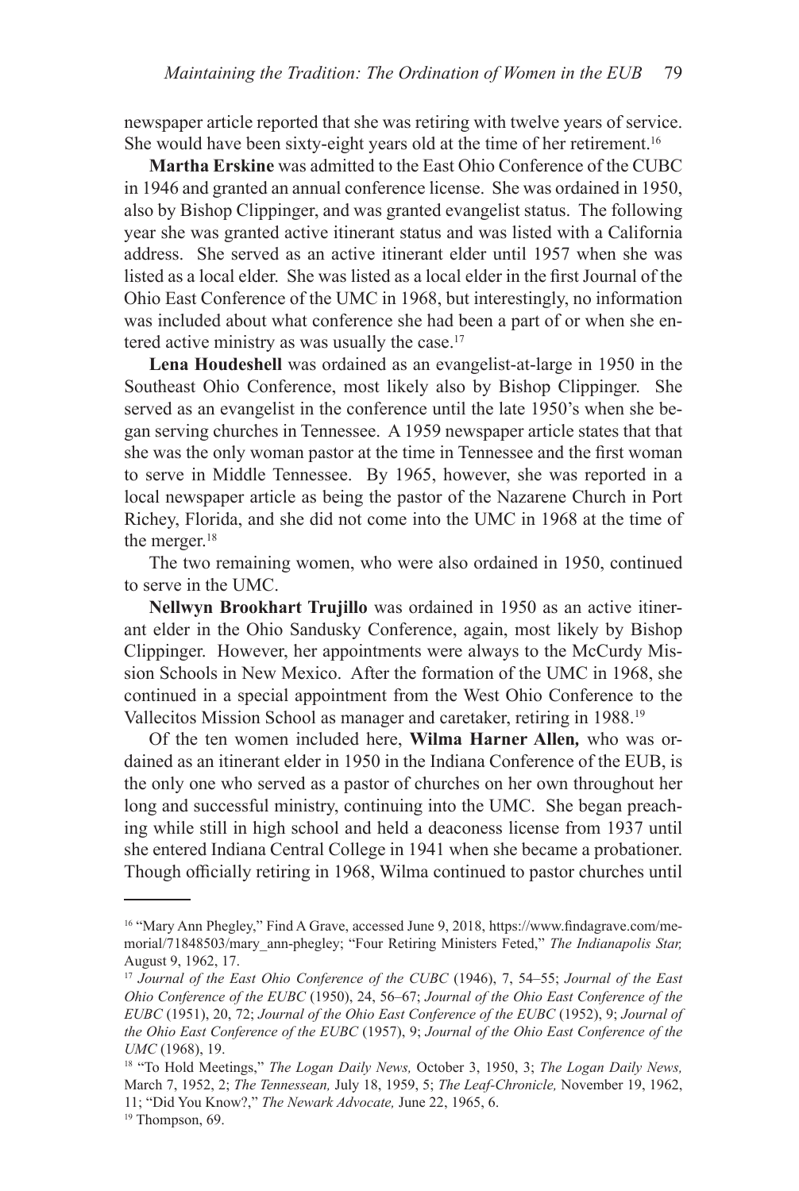newspaper article reported that she was retiring with twelve years of service. She would have been sixty-eight years old at the time of her retirement.[16]

**Martha Erskine** was admitted to the East Ohio Conference of the CUBC in 1946 and granted an annual conference license. She was ordained in 1950, also by Bishop Clippinger, and was granted evangelist status. The following year she was granted active itinerant status and was listed with a California address. She served as an active itinerant elder until 1957 when she was listed as a local elder. She was listed as a local elder in the first Journal of the Ohio East Conference of the UMC in 1968, but interestingly, no information was included about what conference she had been a part of or when she entered active ministry as was usually the case.[17]

**Lena Houdeshell** was ordained as an evangelist-at-large in 1950 in the Southeast Ohio Conference, most likely also by Bishop Clippinger. She served as an evangelist in the conference until the late 1950's when she began serving churches in Tennessee. A 1959 newspaper article states that that she was the only woman pastor at the time in Tennessee and the first woman to serve in Middle Tennessee. By 1965, however, she was reported in a local newspaper article as being the pastor of the Nazarene Church in Port Richey, Florida, and she did not come into the UMC in 1968 at the time of the merger.[18]

The two remaining women, who were also ordained in 1950, continued to serve in the UMC.

**Nellwyn Brookhart Trujillo** was ordained in 1950 as an active itinerant elder in the Ohio Sandusky Conference, again, most likely by Bishop Clippinger. However, her appointments were always to the McCurdy Mission Schools in New Mexico. After the formation of the UMC in 1968, she continued in a special appointment from the West Ohio Conference to the Vallecitos Mission School as manager and caretaker, retiring in 1988.[19]

Of the ten women included here, **Wilma Harner Allen,** who was ordained as an itinerant elder in 1950 in the Indiana Conference of the EUB, is the only one who served as a pastor of churches on her own throughout her long and successful ministry, continuing into the UMC. She began preaching while still in high school and held a deaconess license from 1937 until she entered Indiana Central College in 1941 when she became a probationer. Though officially retiring in 1968, Wilma continued to pastor churches until

---

[16] "Mary Ann Phegley," Find A Grave, accessed June 9, 2018, https://www.findagrave.com/memorial/71848503/mary_ann-phegley; "Four Retiring Ministers Feted," *The Indianapolis Star,* August 9, 1962, 17.

[17] *Journal of the East Ohio Conference of the CUBC* (1946), 7, 54–55; *Journal of the East Ohio Conference of the EUBC* (1950), 24, 56–67; *Journal of the Ohio East Conference of the EUBC* (1951), 20, 72; *Journal of the Ohio East Conference of the EUBC* (1952), 9; *Journal of the Ohio East Conference of the EUBC* (1957), 9; *Journal of the Ohio East Conference of the UMC* (1968), 19.

[18] "To Hold Meetings," *The Logan Daily News,* October 3, 1950, 3; *The Logan Daily News,* March 7, 1952, 2; *The Tennessean,* July 18, 1959, 5; *The Leaf-Chronicle,* November 19, 1962, 11; "Did You Know?," *The Newark Advocate,* June 22, 1965, 6.

[19] Thompson, 69.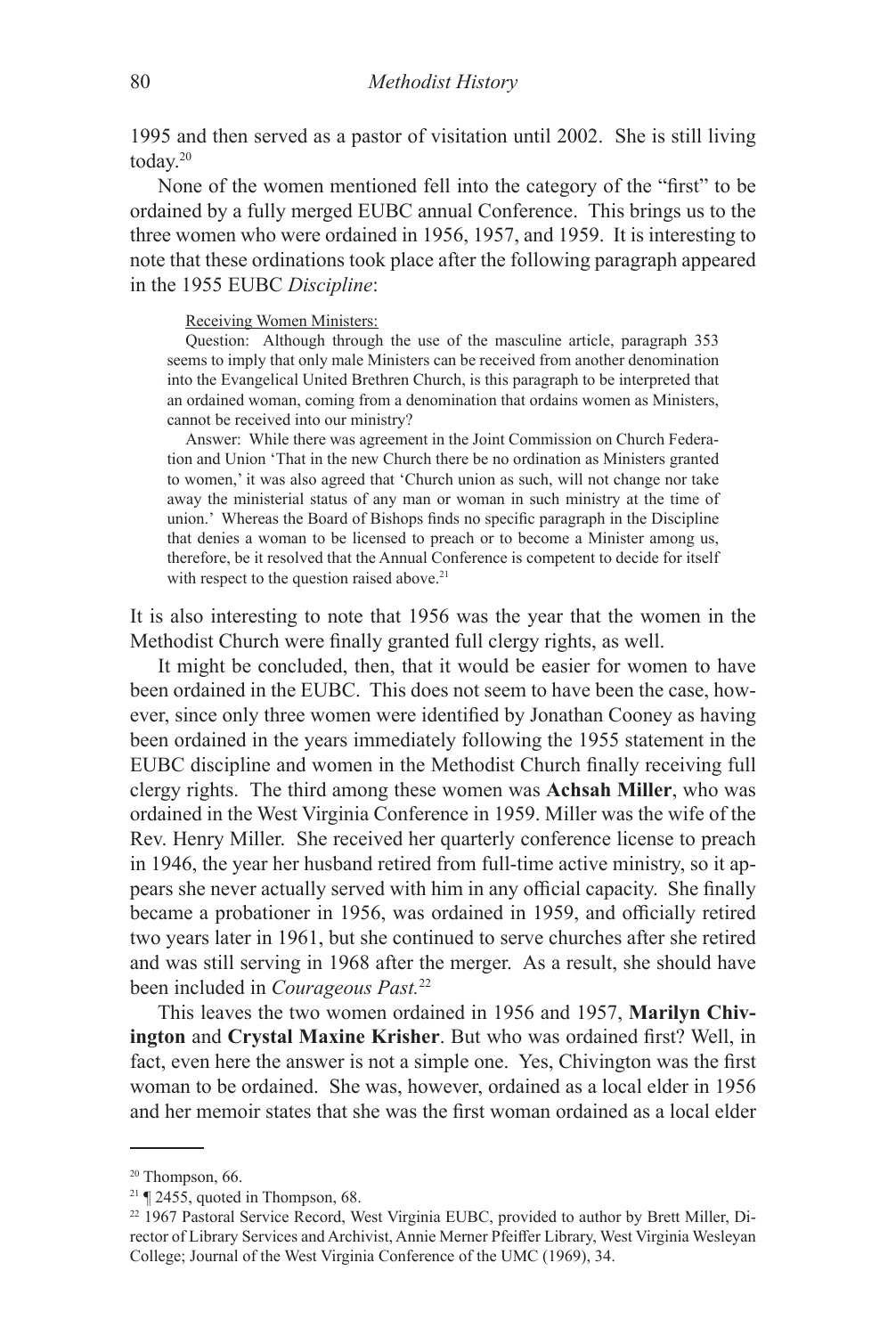1995 and then served as a pastor of visitation until 2002. She is still living today.[20]

None of the women mentioned fell into the category of the "first" to be ordained by a fully merged EUBC annual Conference. This brings us to the three women who were ordained in 1956, 1957, and 1959. It is interesting to note that these ordinations took place after the following paragraph appeared in the 1955 EUBC *Discipline*:

> Receiving Women Ministers:
>
> Question: Although through the use of the masculine article, paragraph 353 seems to imply that only male Ministers can be received from another denomination into the Evangelical United Brethren Church, is this paragraph to be interpreted that an ordained woman, coming from a denomination that ordains women as Ministers, cannot be received into our ministry?
>
> Answer: While there was agreement in the Joint Commission on Church Federation and Union 'That in the new Church there be no ordination as Ministers granted to women,' it was also agreed that 'Church union as such, will not change nor take away the ministerial status of any man or woman in such ministry at the time of union.' Whereas the Board of Bishops finds no specific paragraph in the Discipline that denies a woman to be licensed to preach or to become a Minister among us, therefore, be it resolved that the Annual Conference is competent to decide for itself with respect to the question raised above.[21]

It is also interesting to note that 1956 was the year that the women in the Methodist Church were finally granted full clergy rights, as well.

It might be concluded, then, that it would be easier for women to have been ordained in the EUBC. This does not seem to have been the case, however, since only three women were identified by Jonathan Cooney as having been ordained in the years immediately following the 1955 statement in the EUBC discipline and women in the Methodist Church finally receiving full clergy rights. The third among these women was **Achsah Miller**, who was ordained in the West Virginia Conference in 1959. Miller was the wife of the Rev. Henry Miller. She received her quarterly conference license to preach in 1946, the year her husband retired from full-time active ministry, so it appears she never actually served with him in any official capacity. She finally became a probationer in 1956, was ordained in 1959, and officially retired two years later in 1961, but she continued to serve churches after she retired and was still serving in 1968 after the merger. As a result, she should have been included in *Courageous Past.*[22]

This leaves the two women ordained in 1956 and 1957, **Marilyn Chivington** and **Crystal Maxine Krisher**. But who was ordained first? Well, in fact, even here the answer is not a simple one. Yes, Chivington was the first woman to be ordained. She was, however, ordained as a local elder in 1956 and her memoir states that she was the first woman ordained as a local elder

---

[20] Thompson, 66.

[21] ¶ 2455, quoted in Thompson, 68.

[22] 1967 Pastoral Service Record, West Virginia EUBC, provided to author by Brett Miller, Director of Library Services and Archivist, Annie Merner Pfeiffer Library, West Virginia Wesleyan College; Journal of the West Virginia Conference of the UMC (1969), 34.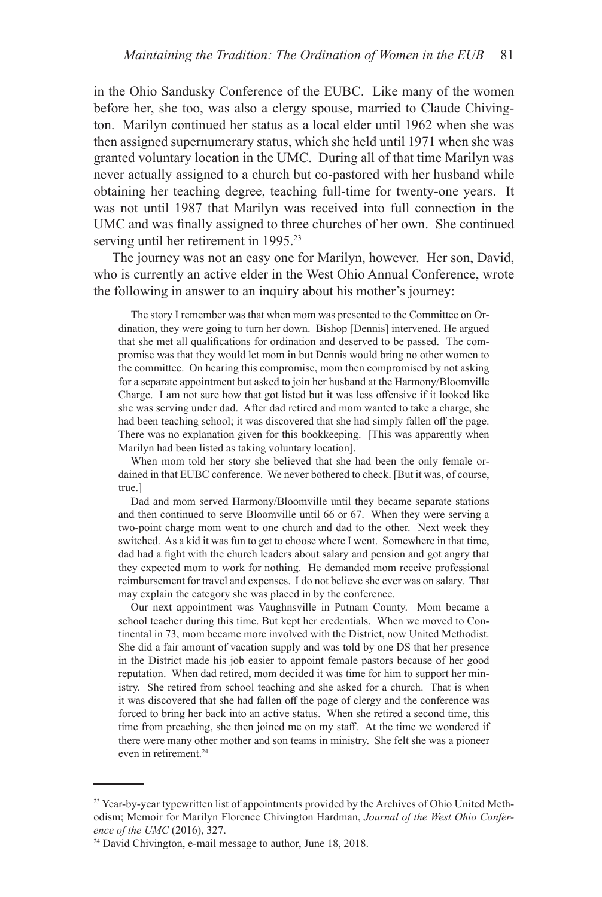in the Ohio Sandusky Conference of the EUBC. Like many of the women before her, she too, was also a clergy spouse, married to Claude Chivington. Marilyn continued her status as a local elder until 1962 when she was then assigned supernumerary status, which she held until 1971 when she was granted voluntary location in the UMC. During all of that time Marilyn was never actually assigned to a church but co-pastored with her husband while obtaining her teaching degree, teaching full-time for twenty-one years. It was not until 1987 that Marilyn was received into full connection in the UMC and was finally assigned to three churches of her own. She continued serving until her retirement in 1995.[23]

The journey was not an easy one for Marilyn, however. Her son, David, who is currently an active elder in the West Ohio Annual Conference, wrote the following in answer to an inquiry about his mother's journey:

> The story I remember was that when mom was presented to the Committee on Ordination, they were going to turn her down. Bishop [Dennis] intervened. He argued that she met all qualifications for ordination and deserved to be passed. The compromise was that they would let mom in but Dennis would bring no other women to the committee. On hearing this compromise, mom then compromised by not asking for a separate appointment but asked to join her husband at the Harmony/Bloomville Charge. I am not sure how that got listed but it was less offensive if it looked like she was serving under dad. After dad retired and mom wanted to take a charge, she had been teaching school; it was discovered that she had simply fallen off the page. There was no explanation given for this bookkeeping. [This was apparently when Marilyn had been listed as taking voluntary location].
>
> When mom told her story she believed that she had been the only female ordained in that EUBC conference. We never bothered to check. [But it was, of course, true.]
>
> Dad and mom served Harmony/Bloomville until they became separate stations and then continued to serve Bloomville until 66 or 67. When they were serving a two-point charge mom went to one church and dad to the other. Next week they switched. As a kid it was fun to get to choose where I went. Somewhere in that time, dad had a fight with the church leaders about salary and pension and got angry that they expected mom to work for nothing. He demanded mom receive professional reimbursement for travel and expenses. I do not believe she ever was on salary. That may explain the category she was placed in by the conference.
>
> Our next appointment was Vaughnsville in Putnam County. Mom became a school teacher during this time. But kept her credentials. When we moved to Continental in 73, mom became more involved with the District, now United Methodist. She did a fair amount of vacation supply and was told by one DS that her presence in the District made his job easier to appoint female pastors because of her good reputation. When dad retired, mom decided it was time for him to support her ministry. She retired from school teaching and she asked for a church. That is when it was discovered that she had fallen off the page of clergy and the conference was forced to bring her back into an active status. When she retired a second time, this time from preaching, she then joined me on my staff. At the time we wondered if there were many other mother and son teams in ministry. She felt she was a pioneer even in retirement.[24]

---

[23] Year-by-year typewritten list of appointments provided by the Archives of Ohio United Methodism; Memoir for Marilyn Florence Chivington Hardman, *Journal of the West Ohio Conference of the UMC* (2016), 327.

[24] David Chivington, e-mail message to author, June 18, 2018.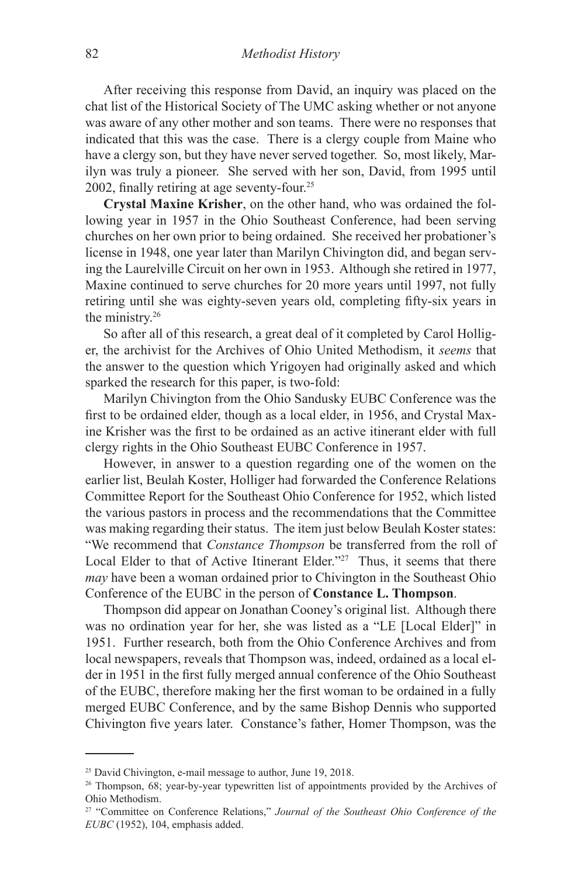After receiving this response from David, an inquiry was placed on the chat list of the Historical Society of The UMC asking whether or not anyone was aware of any other mother and son teams. There were no responses that indicated that this was the case. There is a clergy couple from Maine who have a clergy son, but they have never served together. So, most likely, Marilyn was truly a pioneer. She served with her son, David, from 1995 until 2002, finally retiring at age seventy-four.[25]

**Crystal Maxine Krisher**, on the other hand, who was ordained the following year in 1957 in the Ohio Southeast Conference, had been serving churches on her own prior to being ordained. She received her probationer's license in 1948, one year later than Marilyn Chivington did, and began serving the Laurelville Circuit on her own in 1953. Although she retired in 1977, Maxine continued to serve churches for 20 more years until 1997, not fully retiring until she was eighty-seven years old, completing fifty-six years in the ministry.[26]

So after all of this research, a great deal of it completed by Carol Holliger, the archivist for the Archives of Ohio United Methodism, it *seems* that the answer to the question which Yrigoyen had originally asked and which sparked the research for this paper, is two-fold:

Marilyn Chivington from the Ohio Sandusky EUBC Conference was the first to be ordained elder, though as a local elder, in 1956, and Crystal Maxine Krisher was the first to be ordained as an active itinerant elder with full clergy rights in the Ohio Southeast EUBC Conference in 1957.

However, in answer to a question regarding one of the women on the earlier list, Beulah Koster, Holliger had forwarded the Conference Relations Committee Report for the Southeast Ohio Conference for 1952, which listed the various pastors in process and the recommendations that the Committee was making regarding their status. The item just below Beulah Koster states: "We recommend that *Constance Thompson* be transferred from the roll of Local Elder to that of Active Itinerant Elder."[27] Thus, it seems that there *may* have been a woman ordained prior to Chivington in the Southeast Ohio Conference of the EUBC in the person of **Constance L. Thompson**.

Thompson did appear on Jonathan Cooney's original list. Although there was no ordination year for her, she was listed as a "LE [Local Elder]" in 1951. Further research, both from the Ohio Conference Archives and from local newspapers, reveals that Thompson was, indeed, ordained as a local elder in 1951 in the first fully merged annual conference of the Ohio Southeast of the EUBC, therefore making her the first woman to be ordained in a fully merged EUBC Conference, and by the same Bishop Dennis who supported Chivington five years later. Constance's father, Homer Thompson, was the

---

[25] David Chivington, e-mail message to author, June 19, 2018.

[26] Thompson, 68; year-by-year typewritten list of appointments provided by the Archives of Ohio Methodism.

[27] "Committee on Conference Relations," *Journal of the Southeast Ohio Conference of the EUBC* (1952), 104, emphasis added.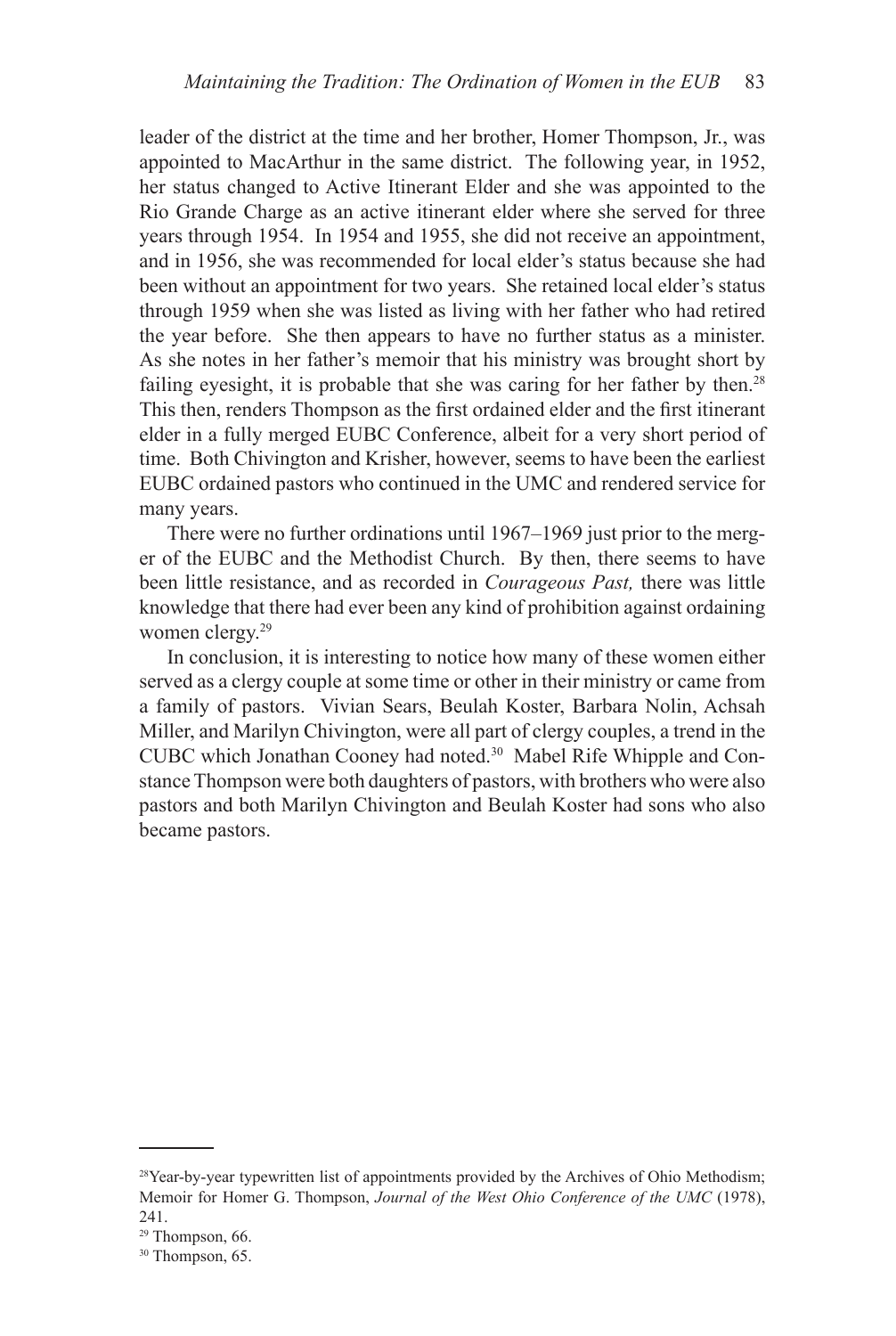leader of the district at the time and her brother, Homer Thompson, Jr., was appointed to MacArthur in the same district. The following year, in 1952, her status changed to Active Itinerant Elder and she was appointed to the Rio Grande Charge as an active itinerant elder where she served for three years through 1954. In 1954 and 1955, she did not receive an appointment, and in 1956, she was recommended for local elder's status because she had been without an appointment for two years. She retained local elder's status through 1959 when she was listed as living with her father who had retired the year before. She then appears to have no further status as a minister. As she notes in her father's memoir that his ministry was brought short by failing eyesight, it is probable that she was caring for her father by then.[28] This then, renders Thompson as the first ordained elder and the first itinerant elder in a fully merged EUBC Conference, albeit for a very short period of time. Both Chivington and Krisher, however, seems to have been the earliest EUBC ordained pastors who continued in the UMC and rendered service for many years.

There were no further ordinations until 1967–1969 just prior to the merger of the EUBC and the Methodist Church. By then, there seems to have been little resistance, and as recorded in *Courageous Past,* there was little knowledge that there had ever been any kind of prohibition against ordaining women clergy.[29]

In conclusion, it is interesting to notice how many of these women either served as a clergy couple at some time or other in their ministry or came from a family of pastors. Vivian Sears, Beulah Koster, Barbara Nolin, Achsah Miller, and Marilyn Chivington, were all part of clergy couples, a trend in the CUBC which Jonathan Cooney had noted.[30] Mabel Rife Whipple and Constance Thompson were both daughters of pastors, with brothers who were also pastors and both Marilyn Chivington and Beulah Koster had sons who also became pastors.

---

[28]Year-by-year typewritten list of appointments provided by the Archives of Ohio Methodism; Memoir for Homer G. Thompson, *Journal of the West Ohio Conference of the UMC* (1978), 241.

[29] Thompson, 66.

[30] Thompson, 65.